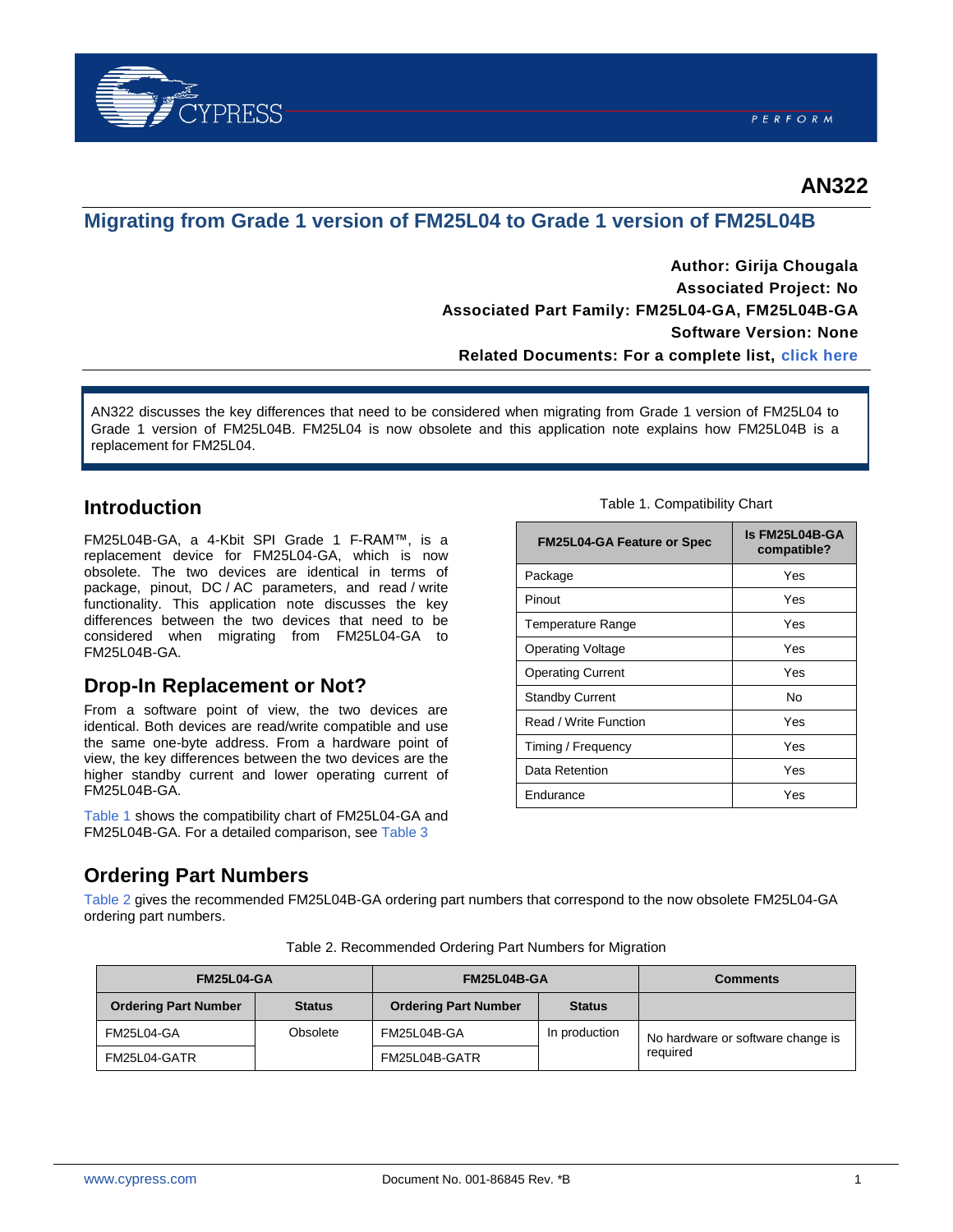# AN322

## Migrating from Grade 1 version of FM25L04 to Grade 1 version of FM25L04B

**Author: Girija Chougala**
**Associated Project: No**
**Associated Part Family: FM25L04-GA, FM25L04B-GA**
**Software Version: None**
**Related Documents: For a complete list, click here**

AN322 discusses the key differences that need to be considered when migrating from Grade 1 version of FM25L04 to Grade 1 version of FM25L04B. FM25L04 is now obsolete and this application note explains how FM25L04B is a replacement for FM25L04.

## Introduction

FM25L04B-GA, a 4-Kbit SPI Grade 1 F-RAM™, is a replacement device for FM25L04-GA, which is now obsolete. The two devices are identical in terms of package, pinout, DC / AC parameters, and read / write functionality. This application note discusses the key differences between the two devices that need to be considered when migrating from FM25L04-GA to FM25L04B-GA.

## Drop-In Replacement or Not?

From a software point of view, the two devices are identical. Both devices are read/write compatible and use the same one-byte address. From a hardware point of view, the key differences between the two devices are the higher standby current and lower operating current of FM25L04B-GA.

Table 1 shows the compatibility chart of FM25L04-GA and FM25L04B-GA. For a detailed comparison, see Table 3

Table 1. Compatibility Chart

| FM25L04-GA Feature or Spec | Is FM25L04B-GA compatible? |
|---|---|
| Package | Yes |
| Pinout | Yes |
| Temperature Range | Yes |
| Operating Voltage | Yes |
| Operating Current | Yes |
| Standby Current | No |
| Read / Write Function | Yes |
| Timing / Frequency | Yes |
| Data Retention | Yes |
| Endurance | Yes |

## Ordering Part Numbers

Table 2 gives the recommended FM25L04B-GA ordering part numbers that correspond to the now obsolete FM25L04-GA ordering part numbers.

Table 2. Recommended Ordering Part Numbers for Migration

| FM25L04-GA | | FM25L04B-GA | | Comments |
|---|---|---|---|---|
| Ordering Part Number | Status | Ordering Part Number | Status | |
| FM25L04-GA | Obsolete | FM25L04B-GA | In production | No hardware or software change is required |
| FM25L04-GATR | | FM25L04B-GATR | | |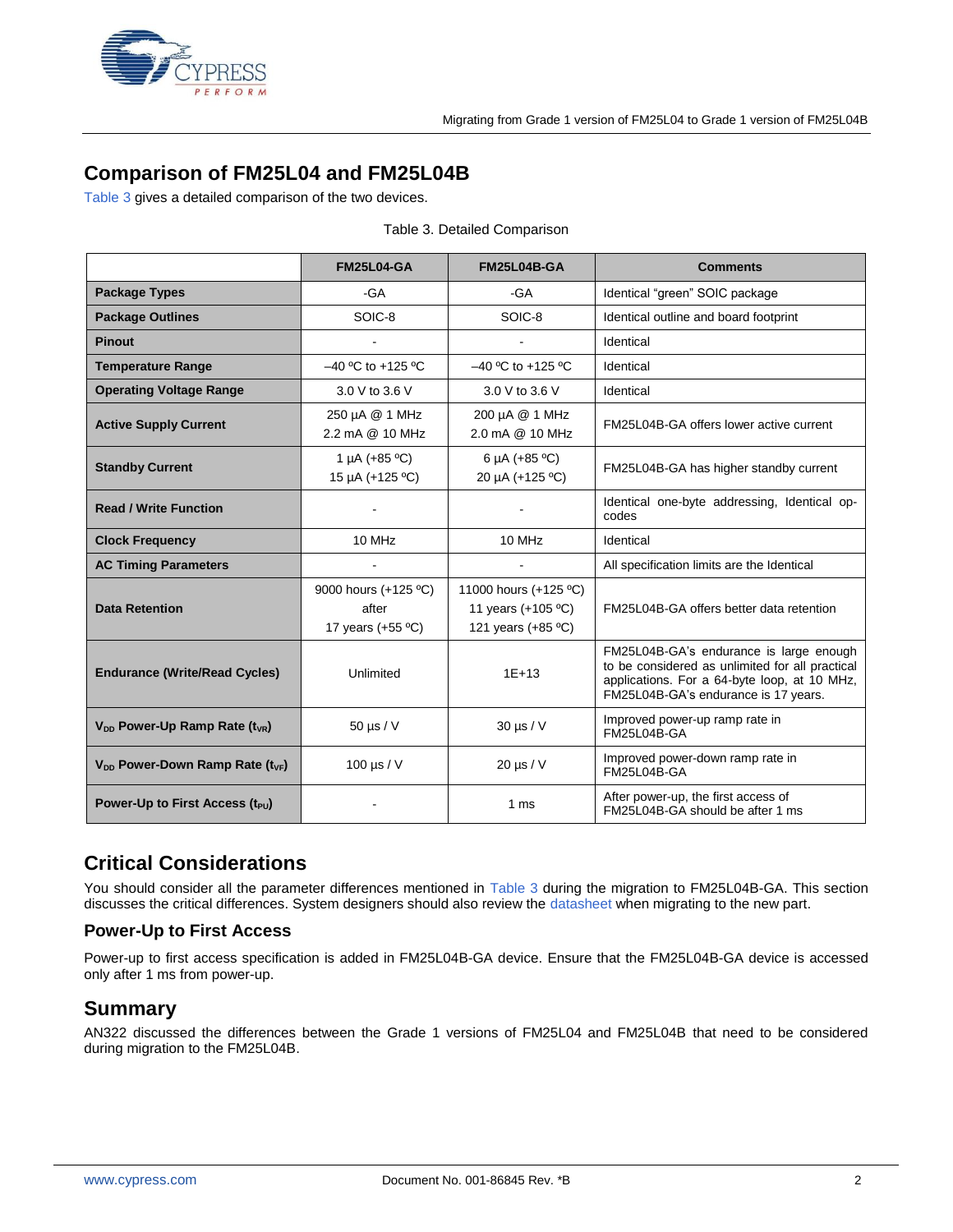## Comparison of FM25L04 and FM25L04B

Table 3 gives a detailed comparison of the two devices.

Table 3. Detailed Comparison

| | FM25L04-GA | FM25L04B-GA | Comments |
|---|---|---|---|
| **Package Types** | -GA | -GA | Identical "green" SOIC package |
| **Package Outlines** | SOIC-8 | SOIC-8 | Identical outline and board footprint |
| **Pinout** | - | - | Identical |
| **Temperature Range** | –40 ºC to +125 ºC | –40 ºC to +125 ºC | Identical |
| **Operating Voltage Range** | 3.0 V to 3.6 V | 3.0 V to 3.6 V | Identical |
| **Active Supply Current** | 250 µA @ 1 MHz<br>2.2 mA @ 10 MHz | 200 µA @ 1 MHz<br>2.0 mA @ 10 MHz | FM25L04B-GA offers lower active current |
| **Standby Current** | 1 µA (+85 ºC)<br>15 µA (+125 ºC) | 6 µA (+85 ºC)<br>20 µA (+125 ºC) | FM25L04B-GA has higher standby current |
| **Read / Write Function** | - | - | Identical one-byte addressing, Identical op-codes |
| **Clock Frequency** | 10 MHz | 10 MHz | Identical |
| **AC Timing Parameters** | - | - | All specification limits are the Identical |
| **Data Retention** | 9000 hours (+125 ºC)<br>after<br>17 years (+55 ºC) | 11000 hours (+125 ºC)<br>11 years (+105 ºC)<br>121 years (+85 ºC) | FM25L04B-GA offers better data retention |
| **Endurance (Write/Read Cycles)** | Unlimited | 1E+13 | FM25L04B-GA's endurance is large enough to be considered as unlimited for all practical applications. For a 64-byte loop, at 10 MHz, FM25L04B-GA's endurance is 17 years. |
| **$V_{DD}$ Power-Up Ramp Rate ($t_{VR}$)** | 50 µs / V | 30 µs / V | Improved power-up ramp rate in FM25L04B-GA |
| **$V_{DD}$ Power-Down Ramp Rate ($t_{VF}$)** | 100 µs / V | 20 µs / V | Improved power-down ramp rate in FM25L04B-GA |
| **Power-Up to First Access ($t_{PU}$)** | - | 1 ms | After power-up, the first access of FM25L04B-GA should be after 1 ms |

## Critical Considerations

You should consider all the parameter differences mentioned in Table 3 during the migration to FM25L04B-GA. This section discusses the critical differences. System designers should also review the datasheet when migrating to the new part.

### Power-Up to First Access

Power-up to first access specification is added in FM25L04B-GA device. Ensure that the FM25L04B-GA device is accessed only after 1 ms from power-up.

## Summary

AN322 discussed the differences between the Grade 1 versions of FM25L04 and FM25L04B that need to be considered during migration to the FM25L04B.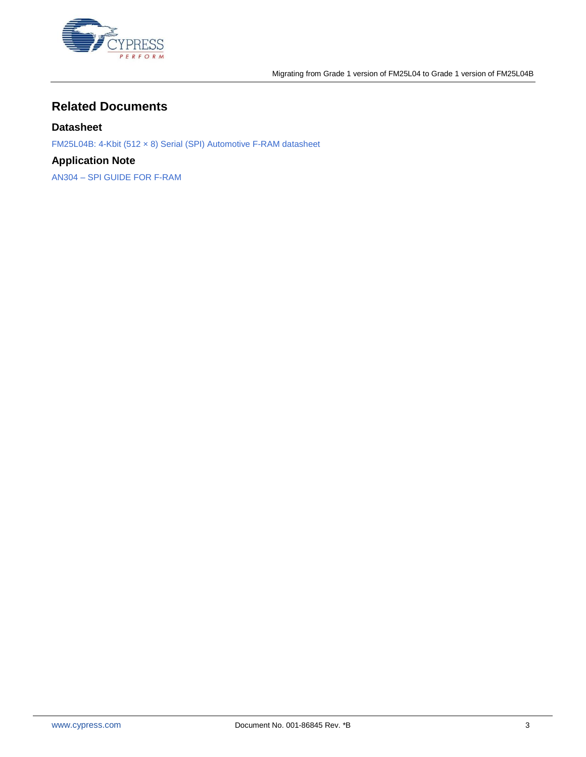## Related Documents

### Datasheet

FM25L04B: 4-Kbit (512 × 8) Serial (SPI) Automotive F-RAM datasheet

### Application Note

AN304 – SPI GUIDE FOR F-RAM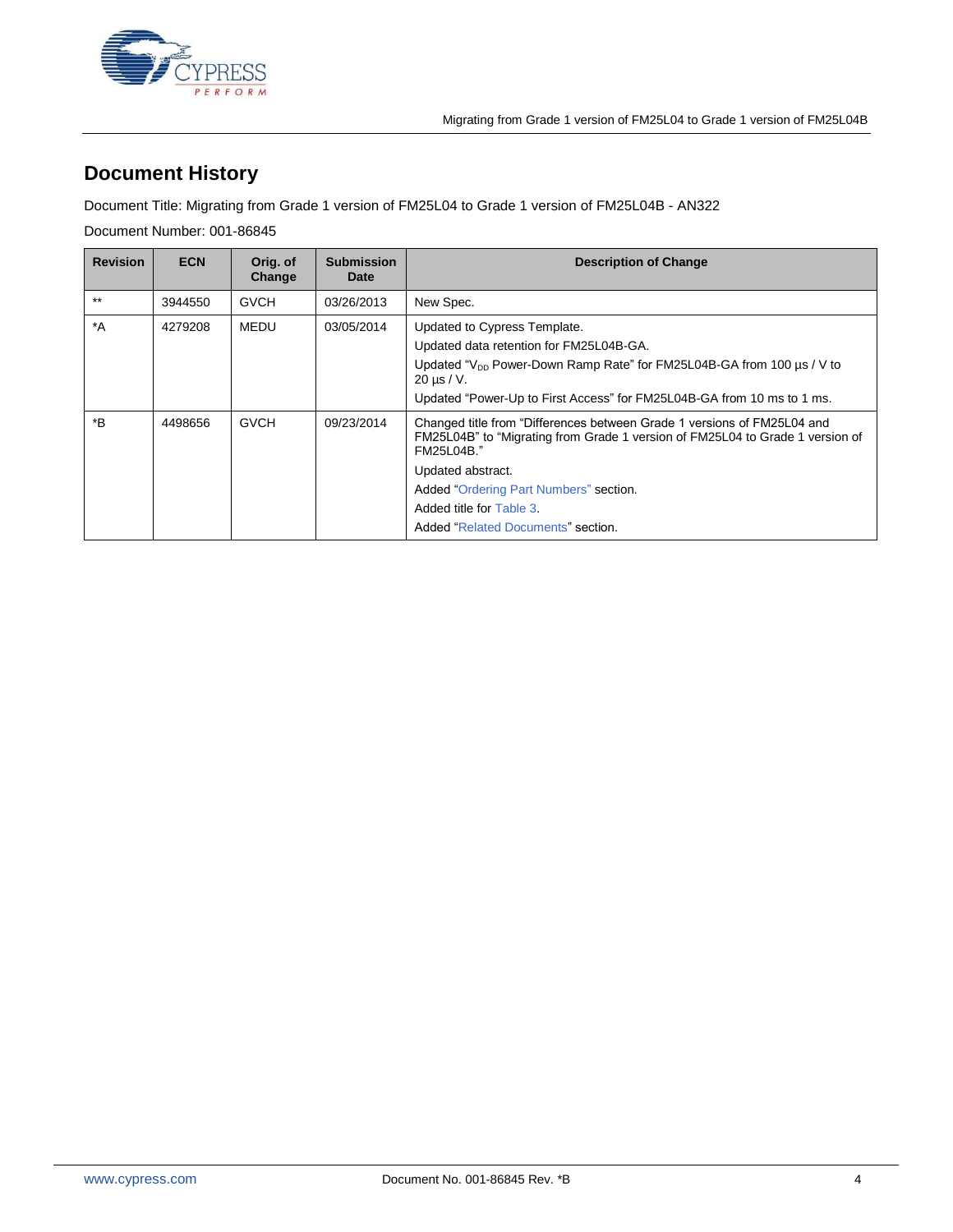# Document History

Document Title: Migrating from Grade 1 version of FM25L04 to Grade 1 version of FM25L04B - AN322

Document Number: 001-86845

| Revision | ECN | Orig. of Change | Submission Date | Description of Change |
|---|---|---|---|---|
| ** | 3944550 | GVCH | 03/26/2013 | New Spec. |
| *A | 4279208 | MEDU | 03/05/2014 | Updated to Cypress Template.<br>Updated data retention for FM25L04B-GA.<br>Updated "$V_{DD}$ Power-Down Ramp Rate" for FM25L04B-GA from 100 µs / V to 20 µs / V.<br>Updated "Power-Up to First Access" for FM25L04B-GA from 10 ms to 1 ms. |
| *B | 4498656 | GVCH | 09/23/2014 | Changed title from "Differences between Grade 1 versions of FM25L04 and FM25L04B" to "Migrating from Grade 1 version of FM25L04 to Grade 1 version of FM25L04B."<br>Updated abstract.<br>Added "Ordering Part Numbers" section.<br>Added title for Table 3.<br>Added "Related Documents" section. |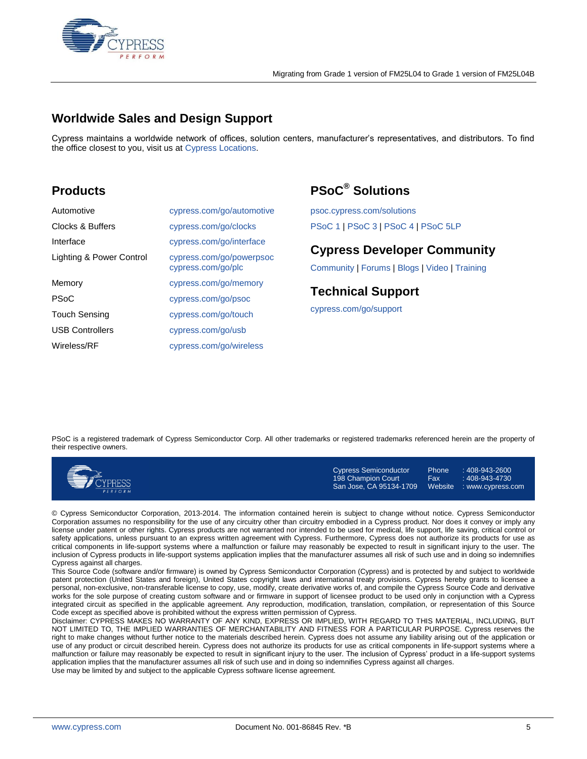## Worldwide Sales and Design Support

Cypress maintains a worldwide network of offices, solution centers, manufacturer's representatives, and distributors. To find the office closest to you, visit us at Cypress Locations.

### Products

| | |
|---|---|
| Automotive | cypress.com/go/automotive |
| Clocks & Buffers | cypress.com/go/clocks |
| Interface | cypress.com/go/interface |
| Lighting & Power Control | cypress.com/go/powerpsoc<br>cypress.com/go/plc |
| Memory | cypress.com/go/memory |
| PSoC | cypress.com/go/psoc |
| Touch Sensing | cypress.com/go/touch |
| USB Controllers | cypress.com/go/usb |
| Wireless/RF | cypress.com/go/wireless |

### PSoC® Solutions

psoc.cypress.com/solutions

PSoC 1 | PSoC 3 | PSoC 4 | PSoC 5LP

### Cypress Developer Community

Community | Forums | Blogs | Video | Training

### Technical Support

cypress.com/go/support

PSoC is a registered trademark of Cypress Semiconductor Corp. All other trademarks or registered trademarks referenced herein are the property of their respective owners.

Cypress Semiconductor
198 Champion Court
San Jose, CA 95134-1709

Phone : 408-943-2600
Fax : 408-943-4730
Website : www.cypress.com

© Cypress Semiconductor Corporation, 2013-2014. The information contained herein is subject to change without notice. Cypress Semiconductor Corporation assumes no responsibility for the use of any circuitry other than circuitry embodied in a Cypress product. Nor does it convey or imply any license under patent or other rights. Cypress products are not warranted nor intended to be used for medical, life support, life saving, critical control or safety applications, unless pursuant to an express written agreement with Cypress. Furthermore, Cypress does not authorize its products for use as critical components in life-support systems where a malfunction or failure may reasonably be expected to result in significant injury to the user. The inclusion of Cypress products in life-support systems application implies that the manufacturer assumes all risk of such use and in doing so indemnifies Cypress against all charges.

This Source Code (software and/or firmware) is owned by Cypress Semiconductor Corporation (Cypress) and is protected by and subject to worldwide patent protection (United States and foreign), United States copyright laws and international treaty provisions. Cypress hereby grants to licensee a personal, non-exclusive, non-transferable license to copy, use, modify, create derivative works of, and compile the Cypress Source Code and derivative works for the sole purpose of creating custom software and or firmware in support of licensee product to be used only in conjunction with a Cypress integrated circuit as specified in the applicable agreement. Any reproduction, modification, translation, compilation, or representation of this Source Code except as specified above is prohibited without the express written permission of Cypress.

Disclaimer: CYPRESS MAKES NO WARRANTY OF ANY KIND, EXPRESS OR IMPLIED, WITH REGARD TO THIS MATERIAL, INCLUDING, BUT NOT LIMITED TO, THE IMPLIED WARRANTIES OF MERCHANTABILITY AND FITNESS FOR A PARTICULAR PURPOSE. Cypress reserves the right to make changes without further notice to the materials described herein. Cypress does not assume any liability arising out of the application or use of any product or circuit described herein. Cypress does not authorize its products for use as critical components in life-support systems where a malfunction or failure may reasonably be expected to result in significant injury to the user. The inclusion of Cypress' product in a life-support systems application implies that the manufacturer assumes all risk of such use and in doing so indemnifies Cypress against all charges.

Use may be limited by and subject to the applicable Cypress software license agreement.